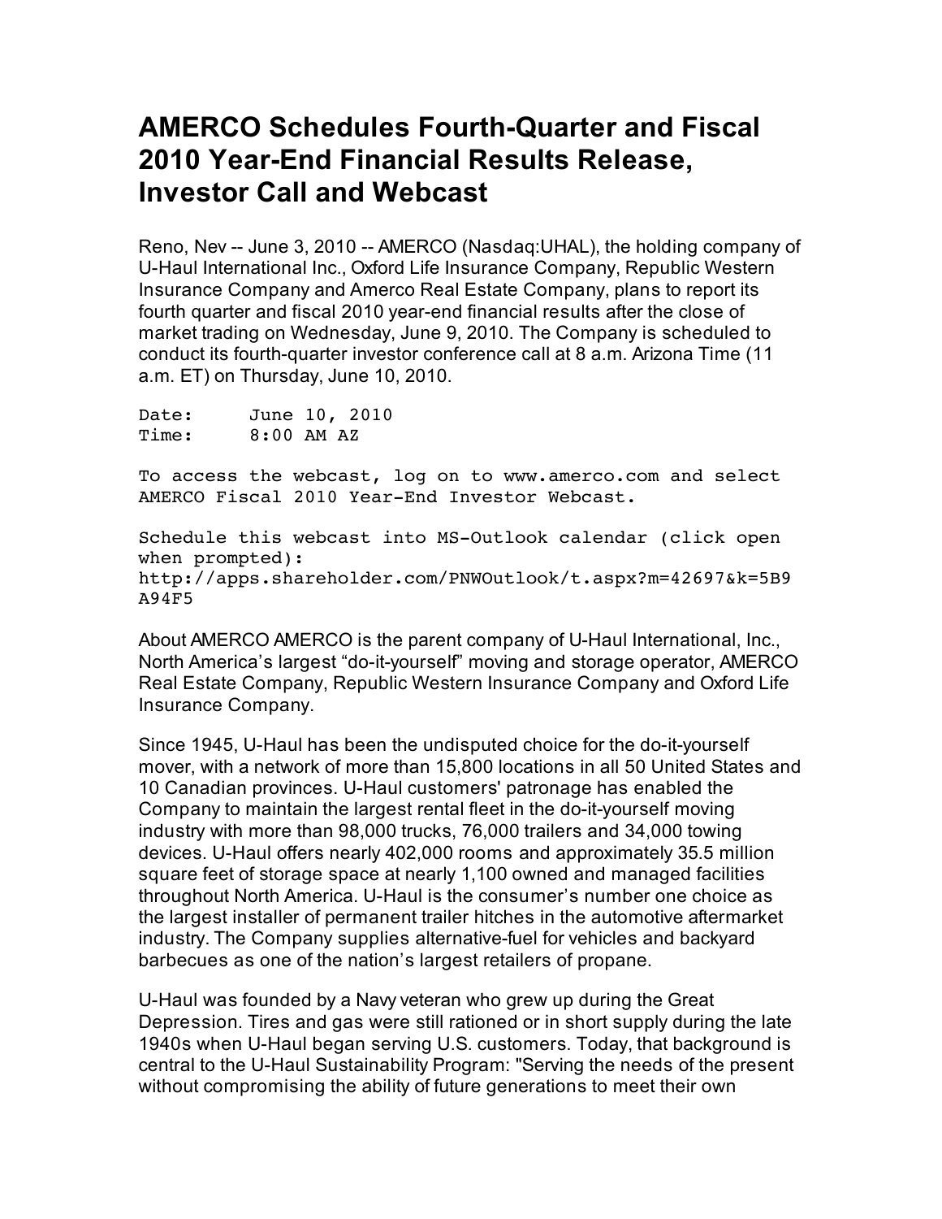# AMERCO Schedules Fourth-Quarter and Fiscal 2010 Year-End Financial Results Release, Investor Call and Webcast

Reno, Nev -- June 3, 2010 -- AMERCO (Nasdaq:UHAL), the holding company of U-Haul International Inc., Oxford Life Insurance Company, Republic Western Insurance Company and Amerco Real Estate Company, plans to report its fourth quarter and fiscal 2010 year-end financial results after the close of market trading on Wednesday, June 9, 2010. The Company is scheduled to conduct its fourth-quarter investor conference call at 8 a.m. Arizona Time (11 a.m. ET) on Thursday, June 10, 2010.

```
Date:     June 10, 2010
Time:     8:00 AM AZ

To access the webcast, log on to www.amerco.com and select
AMERCO Fiscal 2010 Year-End Investor Webcast.

Schedule this webcast into MS-Outlook calendar (click open
when prompted):
http://apps.shareholder.com/PNWOutlook/t.aspx?m=42697&k=5B9
A94F5
```

About AMERCO AMERCO is the parent company of U-Haul International, Inc., North America's largest "do-it-yourself" moving and storage operator, AMERCO Real Estate Company, Republic Western Insurance Company and Oxford Life Insurance Company.

Since 1945, U-Haul has been the undisputed choice for the do-it-yourself mover, with a network of more than 15,800 locations in all 50 United States and 10 Canadian provinces. U-Haul customers' patronage has enabled the Company to maintain the largest rental fleet in the do-it-yourself moving industry with more than 98,000 trucks, 76,000 trailers and 34,000 towing devices. U-Haul offers nearly 402,000 rooms and approximately 35.5 million square feet of storage space at nearly 1,100 owned and managed facilities throughout North America. U-Haul is the consumer's number one choice as the largest installer of permanent trailer hitches in the automotive aftermarket industry. The Company supplies alternative-fuel for vehicles and backyard barbecues as one of the nation's largest retailers of propane.

U-Haul was founded by a Navy veteran who grew up during the Great Depression. Tires and gas were still rationed or in short supply during the late 1940s when U-Haul began serving U.S. customers. Today, that background is central to the U-Haul Sustainability Program: "Serving the needs of the present without compromising the ability of future generations to meet their own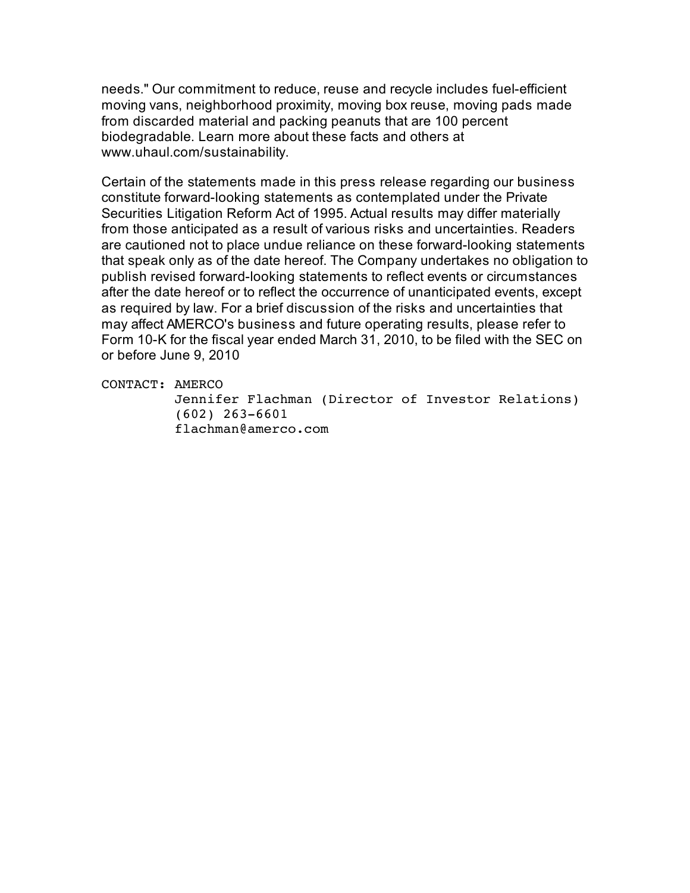needs." Our commitment to reduce, reuse and recycle includes fuel-efficient moving vans, neighborhood proximity, moving box reuse, moving pads made from discarded material and packing peanuts that are 100 percent biodegradable. Learn more about these facts and others at www.uhaul.com/sustainability.

Certain of the statements made in this press release regarding our business constitute forward-looking statements as contemplated under the Private Securities Litigation Reform Act of 1995. Actual results may differ materially from those anticipated as a result of various risks and uncertainties. Readers are cautioned not to place undue reliance on these forward-looking statements that speak only as of the date hereof. The Company undertakes no obligation to publish revised forward-looking statements to reflect events or circumstances after the date hereof or to reflect the occurrence of unanticipated events, except as required by law. For a brief discussion of the risks and uncertainties that may affect AMERCO's business and future operating results, please refer to Form 10-K for the fiscal year ended March 31, 2010, to be filed with the SEC on or before June 9, 2010

```
CONTACT: AMERCO
         Jennifer Flachman (Director of Investor Relations)
         (602) 263-6601
         flachman@amerco.com
```